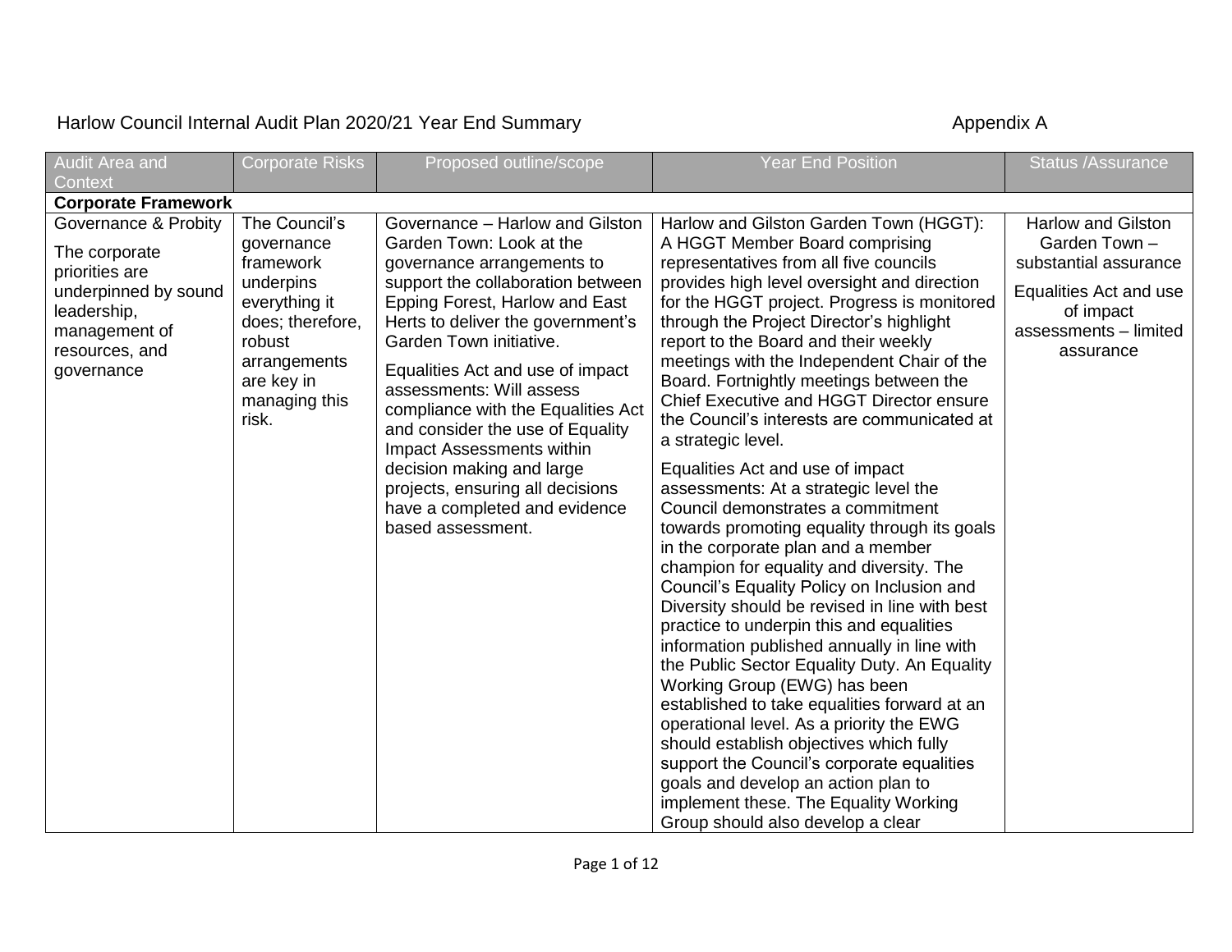Harlow Council Internal Audit Plan 2020/21 Year End Summary

Appendix A

| Audit Area and Context | Corporate Risks | Proposed outline/scope | Year End Position | Status /Assurance |
|---|---|---|---|---|
| **Corporate Framework** | | | | |
| Governance & Probity<br><br>The corporate priorities are underpinned by sound leadership, management of resources, and governance | The Council's governance framework underpins everything it does; therefore, robust arrangements are key in managing this risk. | Governance – Harlow and Gilston Garden Town: Look at the governance arrangements to support the collaboration between Epping Forest, Harlow and East Herts to deliver the government's Garden Town initiative.<br><br>Equalities Act and use of impact assessments: Will assess compliance with the Equalities Act and consider the use of Equality Impact Assessments within decision making and large projects, ensuring all decisions have a completed and evidence based assessment. | Harlow and Gilston Garden Town (HGGT): A HGGT Member Board comprising representatives from all five councils provides high level oversight and direction for the HGGT project. Progress is monitored through the Project Director's highlight report to the Board and their weekly meetings with the Independent Chair of the Board. Fortnightly meetings between the Chief Executive and HGGT Director ensure the Council's interests are communicated at a strategic level.<br><br>Equalities Act and use of impact assessments: At a strategic level the Council demonstrates a commitment towards promoting equality through its goals in the corporate plan and a member champion for equality and diversity. The Council's Equality Policy on Inclusion and Diversity should be revised in line with best practice to underpin this and equalities information published annually in line with the Public Sector Equality Duty. An Equality Working Group (EWG) has been established to take equalities forward at an operational level. As a priority the EWG should establish objectives which fully support the Council's corporate equalities goals and develop an action plan to implement these. The Equality Working Group should also develop a clear | Harlow and Gilston Garden Town – substantial assurance<br><br>Equalities Act and use of impact assessments – limited assurance |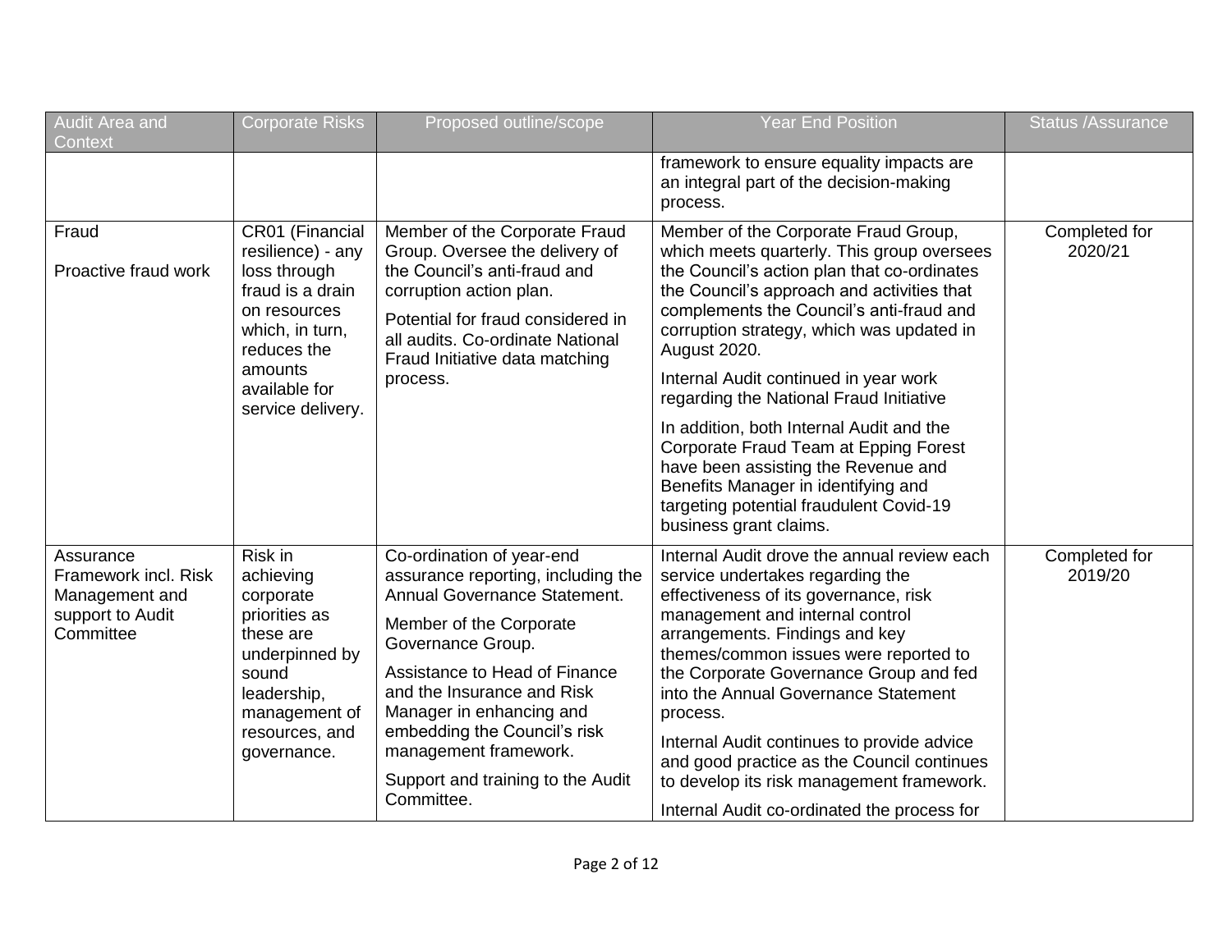| Audit Area and Context | Corporate Risks | Proposed outline/scope | Year End Position | Status /Assurance |
|---|---|---|---|---|
| | | | framework to ensure equality impacts are an integral part of the decision-making process. | |
| Fraud<br><br>Proactive fraud work | CR01 (Financial resilience) - any loss through fraud is a drain on resources which, in turn, reduces the amounts available for service delivery. | Member of the Corporate Fraud Group. Oversee the delivery of the Council's anti-fraud and corruption action plan.<br><br>Potential for fraud considered in all audits. Co-ordinate National Fraud Initiative data matching process. | Member of the Corporate Fraud Group, which meets quarterly. This group oversees the Council's action plan that co-ordinates the Council's approach and activities that complements the Council's anti-fraud and corruption strategy, which was updated in August 2020.<br><br>Internal Audit continued in year work regarding the National Fraud Initiative<br><br>In addition, both Internal Audit and the Corporate Fraud Team at Epping Forest have been assisting the Revenue and Benefits Manager in identifying and targeting potential fraudulent Covid-19 business grant claims. | Completed for 2020/21 |
| Assurance Framework incl. Risk Management and support to Audit Committee | Risk in achieving corporate priorities as these are underpinned by sound leadership, management of resources, and governance. | Co-ordination of year-end assurance reporting, including the Annual Governance Statement.<br><br>Member of the Corporate Governance Group.<br><br>Assistance to Head of Finance and the Insurance and Risk Manager in enhancing and embedding the Council's risk management framework.<br><br>Support and training to the Audit Committee. | Internal Audit drove the annual review each service undertakes regarding the effectiveness of its governance, risk management and internal control arrangements. Findings and key themes/common issues were reported to the Corporate Governance Group and fed into the Annual Governance Statement process.<br><br>Internal Audit continues to provide advice and good practice as the Council continues to develop its risk management framework.<br><br>Internal Audit co-ordinated the process for | Completed for 2019/20 |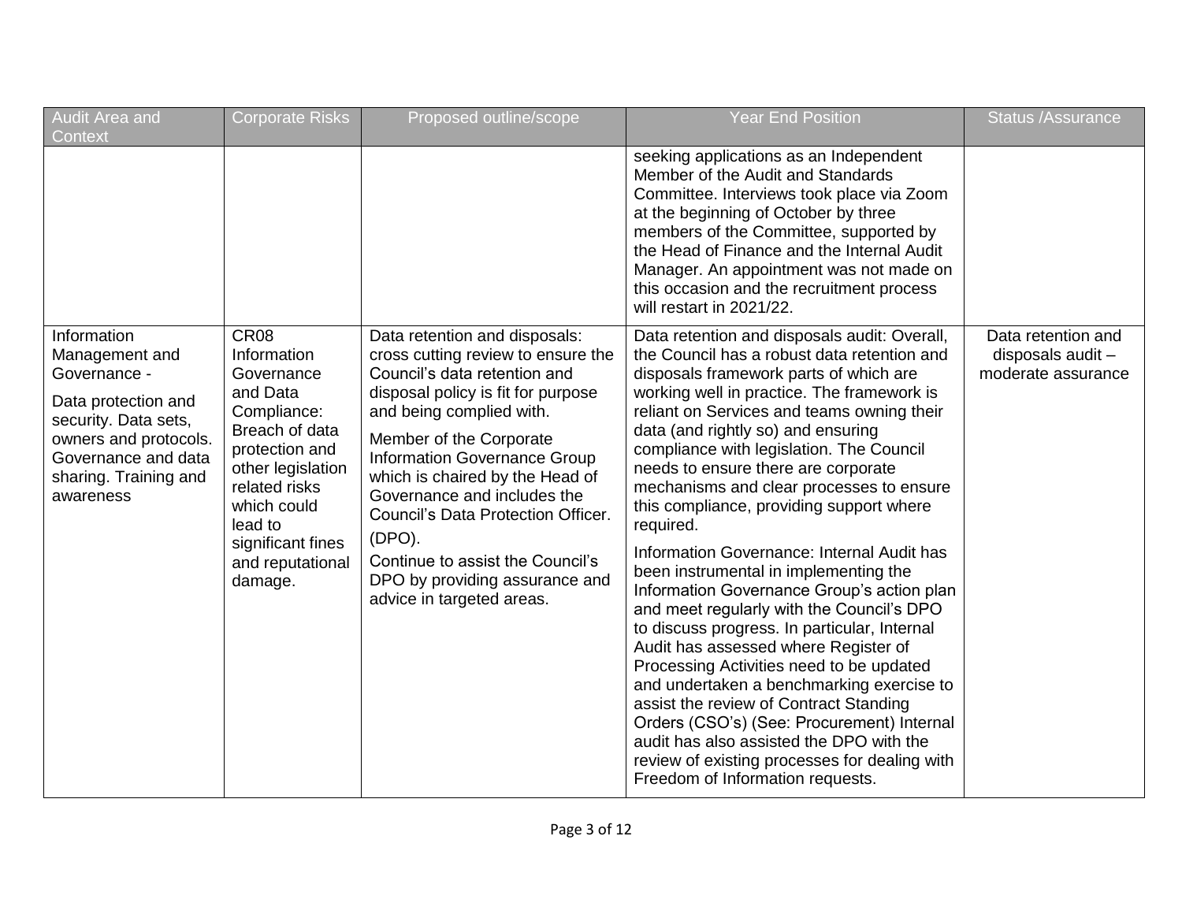| Audit Area and Context | Corporate Risks | Proposed outline/scope | Year End Position | Status /Assurance |
| --- | --- | --- | --- | --- |
| | | | seeking applications as an Independent Member of the Audit and Standards Committee. Interviews took place via Zoom at the beginning of October by three members of the Committee, supported by the Head of Finance and the Internal Audit Manager. An appointment was not made on this occasion and the recruitment process will restart in 2021/22. | |
| Information Management and Governance - <br><br> Data protection and security. Data sets, owners and protocols. Governance and data sharing. Training and awareness | CR08 Information Governance and Data Compliance: Breach of data protection and other legislation related risks which could lead to significant fines and reputational damage. | Data retention and disposals: cross cutting review to ensure the Council's data retention and disposal policy is fit for purpose and being complied with. <br><br> Member of the Corporate Information Governance Group which is chaired by the Head of Governance and includes the Council's Data Protection Officer. (DPO). <br><br> Continue to assist the Council's DPO by providing assurance and advice in targeted areas. | Data retention and disposals audit: Overall, the Council has a robust data retention and disposals framework parts of which are working well in practice. The framework is reliant on Services and teams owning their data (and rightly so) and ensuring compliance with legislation. The Council needs to ensure there are corporate mechanisms and clear processes to ensure this compliance, providing support where required. <br><br> Information Governance: Internal Audit has been instrumental in implementing the Information Governance Group's action plan and meet regularly with the Council's DPO to discuss progress. In particular, Internal Audit has assessed where Register of Processing Activities need to be updated and undertaken a benchmarking exercise to assist the review of Contract Standing Orders (CSO's) (See: Procurement) Internal audit has also assisted the DPO with the review of existing processes for dealing with Freedom of Information requests. | Data retention and disposals audit – moderate assurance |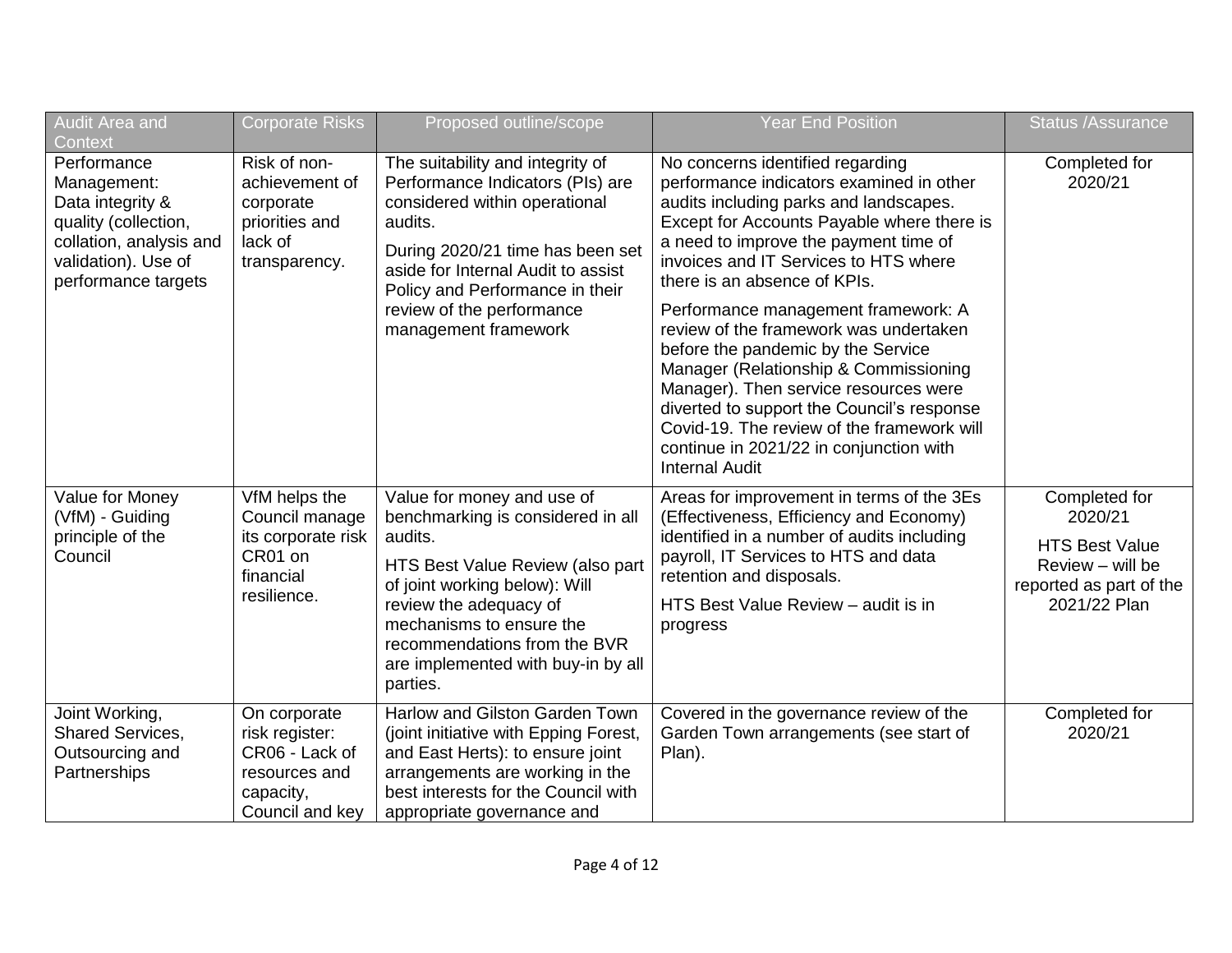| Audit Area and Context | Corporate Risks | Proposed outline/scope | Year End Position | Status /Assurance |
|---|---|---|---|---|
| Performance Management: Data integrity & quality (collection, collation, analysis and validation). Use of performance targets | Risk of non-achievement of corporate priorities and lack of transparency. | The suitability and integrity of Performance Indicators (PIs) are considered within operational audits.<br><br>During 2020/21 time has been set aside for Internal Audit to assist Policy and Performance in their review of the performance management framework | No concerns identified regarding performance indicators examined in other audits including parks and landscapes. Except for Accounts Payable where there is a need to improve the payment time of invoices and IT Services to HTS where there is an absence of KPIs.<br><br>Performance management framework: A review of the framework was undertaken before the pandemic by the Service Manager (Relationship & Commissioning Manager). Then service resources were diverted to support the Council's response Covid-19. The review of the framework will continue in 2021/22 in conjunction with Internal Audit | Completed for 2020/21 |
| Value for Money (VfM) - Guiding principle of the Council | VfM helps the Council manage its corporate risk CR01 on financial resilience. | Value for money and use of benchmarking is considered in all audits.<br><br>HTS Best Value Review (also part of joint working below): Will review the adequacy of mechanisms to ensure the recommendations from the BVR are implemented with buy-in by all parties. | Areas for improvement in terms of the 3Es (Effectiveness, Efficiency and Economy) identified in a number of audits including payroll, IT Services to HTS and data retention and disposals.<br><br>HTS Best Value Review – audit is in progress | Completed for 2020/21<br><br>HTS Best Value Review – will be reported as part of the 2021/22 Plan |
| Joint Working, Shared Services, Outsourcing and Partnerships | On corporate risk register: CR06 - Lack of resources and capacity, Council and key | Harlow and Gilston Garden Town (joint initiative with Epping Forest, and East Herts): to ensure joint arrangements are working in the best interests for the Council with appropriate governance and | Covered in the governance review of the Garden Town arrangements (see start of Plan). | Completed for 2020/21 |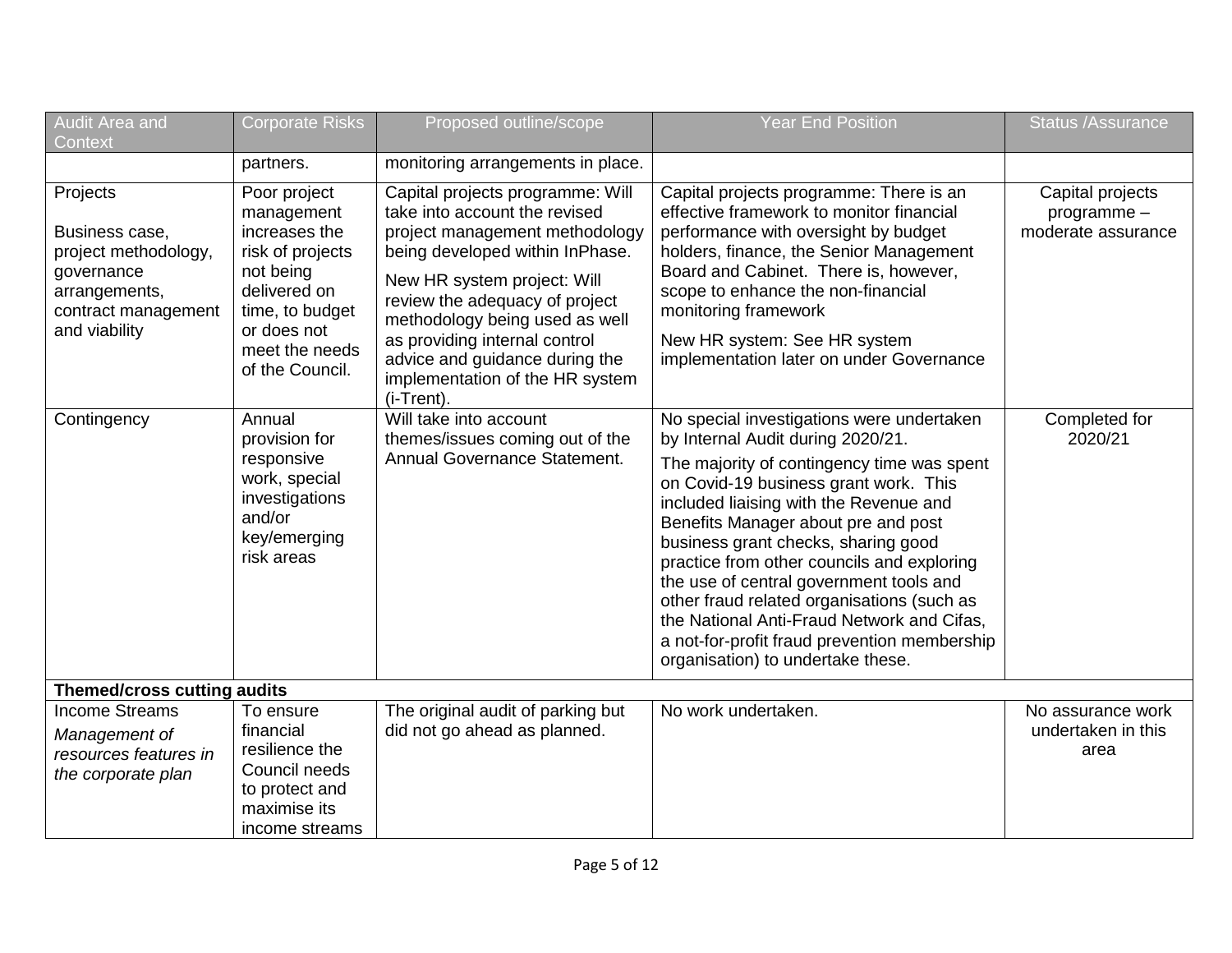| Audit Area and Context | Corporate Risks | Proposed outline/scope | Year End Position | Status /Assurance |
|---|---|---|---|---|
| | partners. | monitoring arrangements in place. | | |
| Projects<br><br>Business case, project methodology, governance arrangements, contract management and viability | Poor project management increases the risk of projects not being delivered on time, to budget or does not meet the needs of the Council. | Capital projects programme: Will take into account the revised project management methodology being developed within InPhase.<br><br>New HR system project: Will review the adequacy of project methodology being used as well as providing internal control advice and guidance during the implementation of the HR system (i-Trent). | Capital projects programme: There is an effective framework to monitor financial performance with oversight by budget holders, finance, the Senior Management Board and Cabinet. There is, however, scope to enhance the non-financial monitoring framework<br><br>New HR system: See HR system implementation later on under Governance | Capital projects programme – moderate assurance |
| Contingency | Annual provision for responsive work, special investigations and/or key/emerging risk areas | Will take into account themes/issues coming out of the Annual Governance Statement. | No special investigations were undertaken by Internal Audit during 2020/21.<br><br>The majority of contingency time was spent on Covid-19 business grant work. This included liaising with the Revenue and Benefits Manager about pre and post business grant checks, sharing good practice from other councils and exploring the use of central government tools and other fraud related organisations (such as the National Anti-Fraud Network and Cifas, a not-for-profit fraud prevention membership organisation) to undertake these. | Completed for 2020/21 |
| **Themed/cross cutting audits** | | | | |
| Income Streams<br>*Management of resources features in the corporate plan* | To ensure financial resilience the Council needs to protect and maximise its income streams | The original audit of parking but did not go ahead as planned. | No work undertaken. | No assurance work undertaken in this area |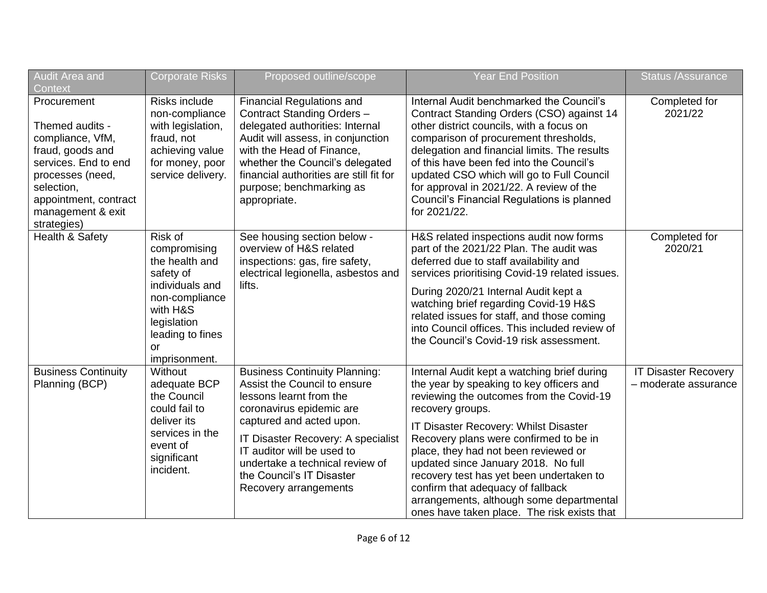| Audit Area and Context | Corporate Risks | Proposed outline/scope | Year End Position | Status /Assurance |
|---|---|---|---|---|
| Procurement<br><br>Themed audits - compliance, VfM, fraud, goods and services. End to end processes (need, selection, appointment, contract management & exit strategies) | Risks include non-compliance with legislation, fraud, not achieving value for money, poor service delivery. | Financial Regulations and Contract Standing Orders – delegated authorities: Internal Audit will assess, in conjunction with the Head of Finance, whether the Council's delegated financial authorities are still fit for purpose; benchmarking as appropriate. | Internal Audit benchmarked the Council's Contract Standing Orders (CSO) against 14 other district councils, with a focus on comparison of procurement thresholds, delegation and financial limits. The results of this have been fed into the Council's updated CSO which will go to Full Council for approval in 2021/22. A review of the Council's Financial Regulations is planned for 2021/22. | Completed for 2021/22 |
| Health & Safety | Risk of compromising the health and safety of individuals and non-compliance with H&S legislation leading to fines or imprisonment. | See housing section below - overview of H&S related inspections: gas, fire safety, electrical legionella, asbestos and lifts. | H&S related inspections audit now forms part of the 2021/22 Plan. The audit was deferred due to staff availability and services prioritising Covid-19 related issues.<br><br>During 2020/21 Internal Audit kept a watching brief regarding Covid-19 H&S related issues for staff, and those coming into Council offices. This included review of the Council's Covid-19 risk assessment. | Completed for 2020/21 |
| Business Continuity Planning (BCP) | Without adequate BCP the Council could fail to deliver its services in the event of significant incident. | Business Continuity Planning: Assist the Council to ensure lessons learnt from the coronavirus epidemic are captured and acted upon.<br><br>IT Disaster Recovery: A specialist IT auditor will be used to undertake a technical review of the Council's IT Disaster Recovery arrangements | Internal Audit kept a watching brief during the year by speaking to key officers and reviewing the outcomes from the Covid-19 recovery groups.<br><br>IT Disaster Recovery: Whilst Disaster Recovery plans were confirmed to be in place, they had not been reviewed or updated since January 2018. No full recovery test has yet been undertaken to confirm that adequacy of fallback arrangements, although some departmental ones have taken place. The risk exists that | IT Disaster Recovery – moderate assurance |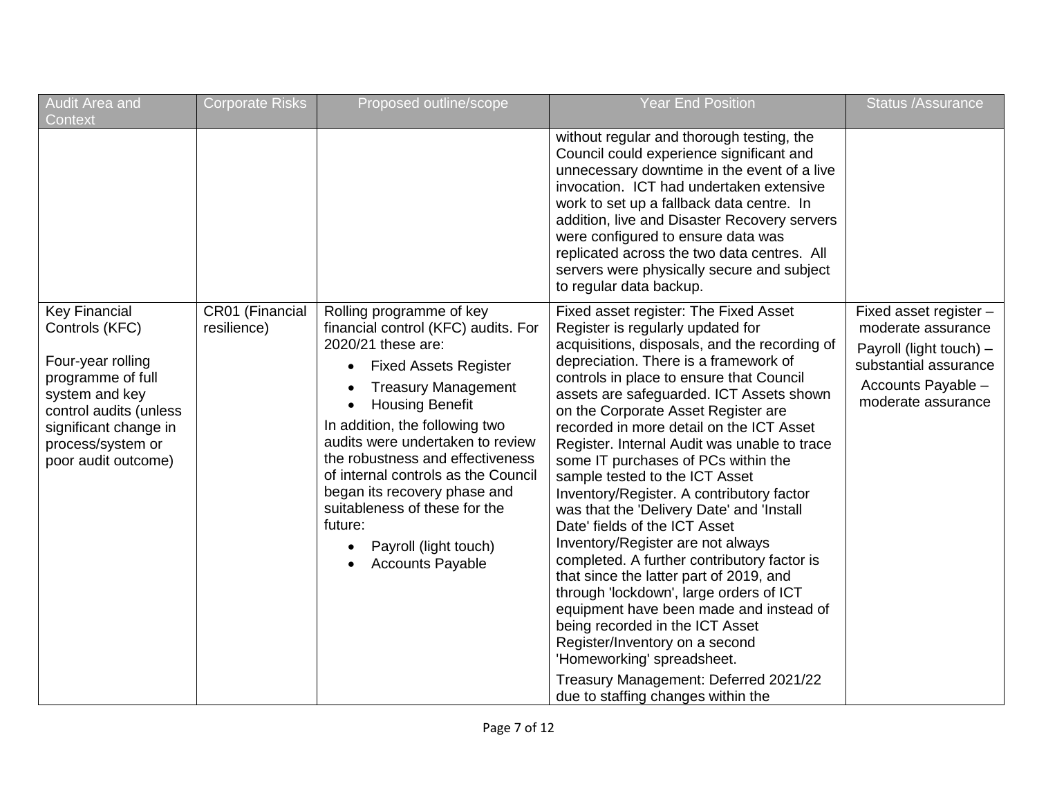| Audit Area and Context | Corporate Risks | Proposed outline/scope | Year End Position | Status /Assurance |
|---|---|---|---|---|
| | | | without regular and thorough testing, the Council could experience significant and unnecessary downtime in the event of a live invocation. ICT had undertaken extensive work to set up a fallback data centre. In addition, live and Disaster Recovery servers were configured to ensure data was replicated across the two data centres. All servers were physically secure and subject to regular data backup. | |
| Key Financial Controls (KFC)<br><br>Four-year rolling programme of full system and key control audits (unless significant change in process/system or poor audit outcome) | CR01 (Financial resilience) | Rolling programme of key financial control (KFC) audits. For 2020/21 these are:<br>• Fixed Assets Register<br>• Treasury Management<br>• Housing Benefit<br>In addition, the following two audits were undertaken to review the robustness and effectiveness of internal controls as the Council began its recovery phase and suitableness of these for the future:<br>• Payroll (light touch)<br>• Accounts Payable | Fixed asset register: The Fixed Asset Register is regularly updated for acquisitions, disposals, and the recording of depreciation. There is a framework of controls in place to ensure that Council assets are safeguarded. ICT Assets shown on the Corporate Asset Register are recorded in more detail on the ICT Asset Register. Internal Audit was unable to trace some IT purchases of PCs within the sample tested to the ICT Asset Inventory/Register. A contributory factor was that the 'Delivery Date' and 'Install Date' fields of the ICT Asset Inventory/Register are not always completed. A further contributory factor is that since the latter part of 2019, and through 'lockdown', large orders of ICT equipment have been made and instead of being recorded in the ICT Asset Register/Inventory on a second 'Homeworking' spreadsheet.<br><br>Treasury Management: Deferred 2021/22 due to staffing changes within the | Fixed asset register – moderate assurance<br><br>Payroll (light touch) – substantial assurance<br><br>Accounts Payable – moderate assurance |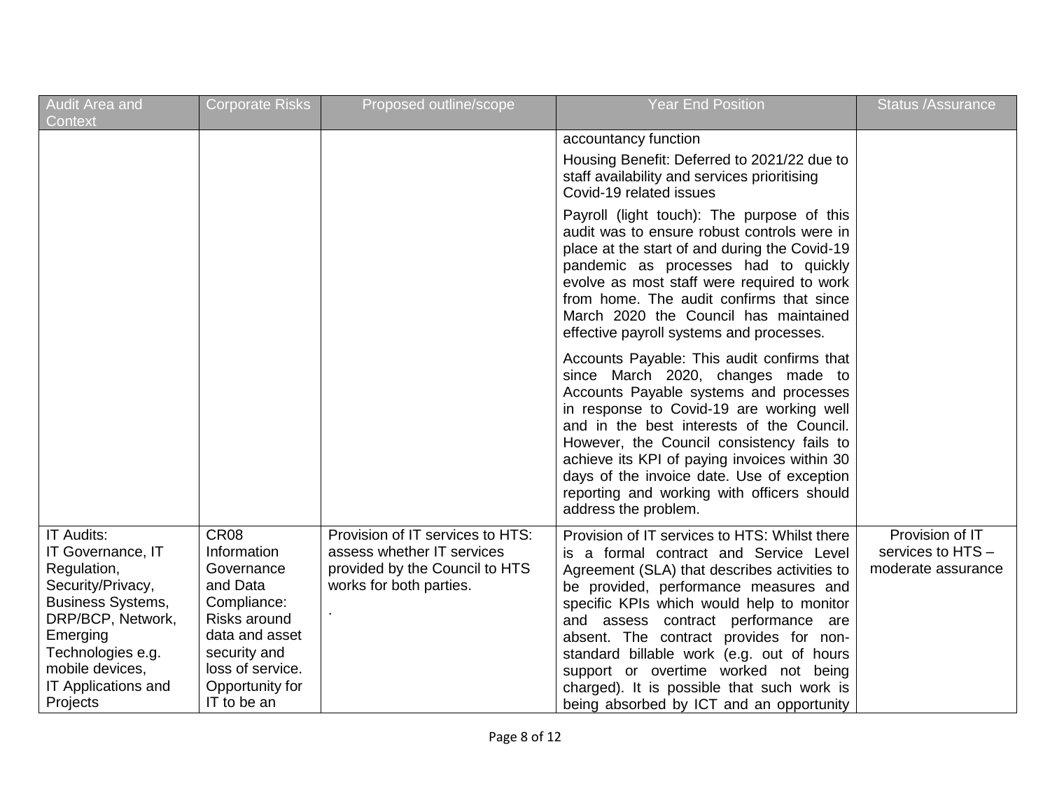| Audit Area and Context | Corporate Risks | Proposed outline/scope | Year End Position | Status /Assurance |
|---|---|---|---|---|
| | | | accountancy function<br><br>Housing Benefit: Deferred to 2021/22 due to staff availability and services prioritising Covid-19 related issues<br><br>Payroll (light touch): The purpose of this audit was to ensure robust controls were in place at the start of and during the Covid-19 pandemic as processes had to quickly evolve as most staff were required to work from home. The audit confirms that since March 2020 the Council has maintained effective payroll systems and processes.<br><br>Accounts Payable: This audit confirms that since March 2020, changes made to Accounts Payable systems and processes in response to Covid-19 are working well and in the best interests of the Council. However, the Council consistency fails to achieve its KPI of paying invoices within 30 days of the invoice date. Use of exception reporting and working with officers should address the problem. | |
| IT Audits:<br>IT Governance, IT Regulation, Security/Privacy, Business Systems, DRP/BCP, Network, Emerging Technologies e.g. mobile devices, IT Applications and Projects | CR08 Information Governance and Data Compliance: Risks around data and asset security and loss of service. Opportunity for IT to be an | Provision of IT services to HTS: assess whether IT services provided by the Council to HTS works for both parties.<br><br>. | Provision of IT services to HTS: Whilst there is a formal contract and Service Level Agreement (SLA) that describes activities to be provided, performance measures and specific KPIs which would help to monitor and assess contract performance are absent. The contract provides for non-standard billable work (e.g. out of hours support or overtime worked not being charged). It is possible that such work is being absorbed by ICT and an opportunity | Provision of IT services to HTS – moderate assurance |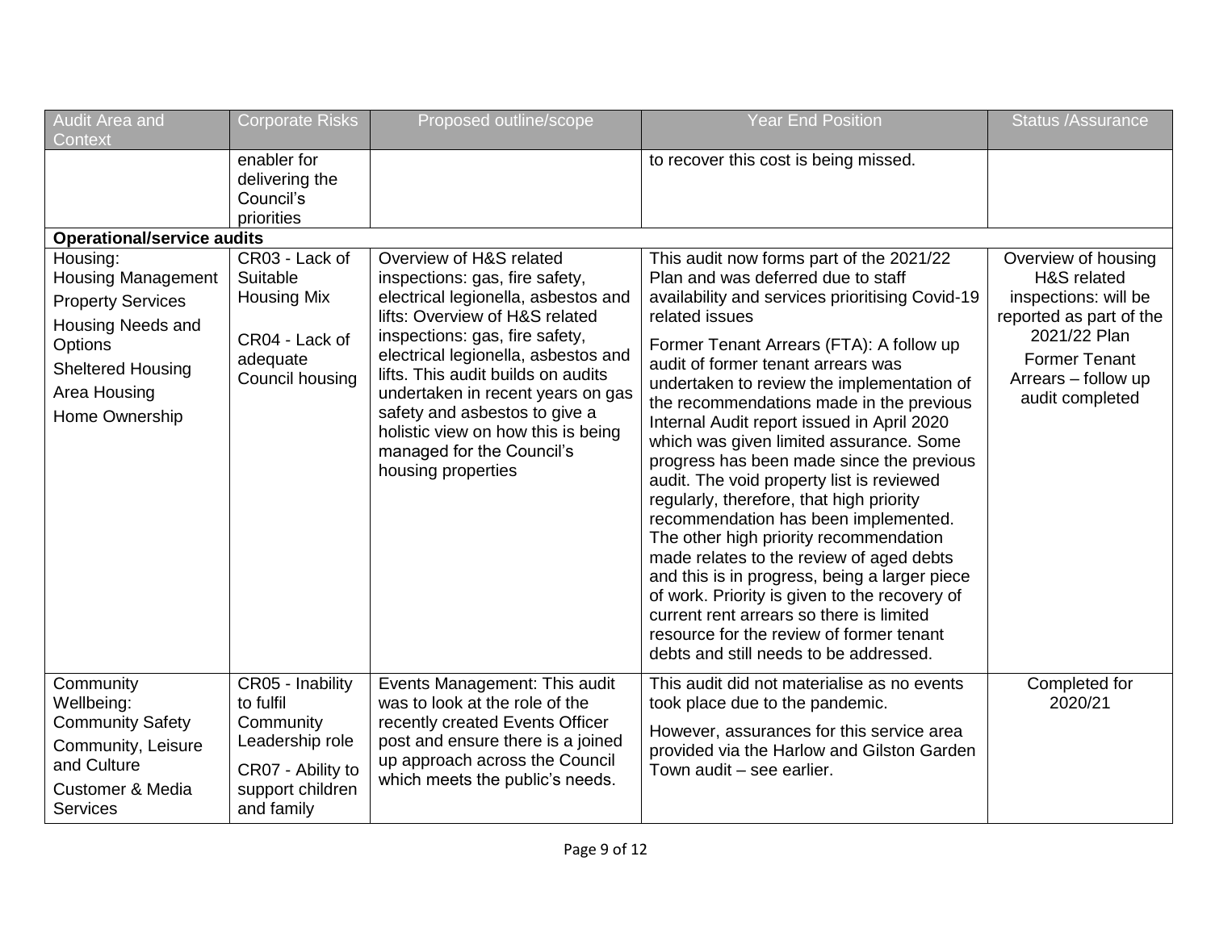| Audit Area and Context | Corporate Risks | Proposed outline/scope | Year End Position | Status /Assurance |
|---|---|---|---|---|
| | enabler for delivering the Council's priorities | | to recover this cost is being missed. | |
| **Operational/service audits** | | | | |
| Housing: Housing Management<br>Property Services<br>Housing Needs and Options<br>Sheltered Housing<br>Area Housing<br>Home Ownership | CR03 - Lack of Suitable Housing Mix<br><br>CR04 - Lack of adequate Council housing | Overview of H&S related inspections: gas, fire safety, electrical legionella, asbestos and lifts: Overview of H&S related inspections: gas, fire safety, electrical legionella, asbestos and lifts. This audit builds on audits undertaken in recent years on gas safety and asbestos to give a holistic view on how this is being managed for the Council's housing properties | This audit now forms part of the 2021/22 Plan and was deferred due to staff availability and services prioritising Covid-19 related issues<br><br>Former Tenant Arrears (FTA): A follow up audit of former tenant arrears was undertaken to review the implementation of the recommendations made in the previous Internal Audit report issued in April 2020 which was given limited assurance. Some progress has been made since the previous audit. The void property list is reviewed regularly, therefore, that high priority recommendation has been implemented. The other high priority recommendation made relates to the review of aged debts and this is in progress, being a larger piece of work. Priority is given to the recovery of current rent arrears so there is limited resource for the review of former tenant debts and still needs to be addressed. | Overview of housing H&S related inspections: will be reported as part of the 2021/22 Plan<br><br>Former Tenant Arrears – follow up audit completed |
| Community Wellbeing: Community Safety<br>Community, Leisure and Culture<br>Customer & Media Services | CR05 - Inability to fulfil Community Leadership role<br><br>CR07 - Ability to support children and family | Events Management: This audit was to look at the role of the recently created Events Officer post and ensure there is a joined up approach across the Council which meets the public's needs. | This audit did not materialise as no events took place due to the pandemic.<br><br>However, assurances for this service area provided via the Harlow and Gilston Garden Town audit – see earlier. | Completed for 2020/21 |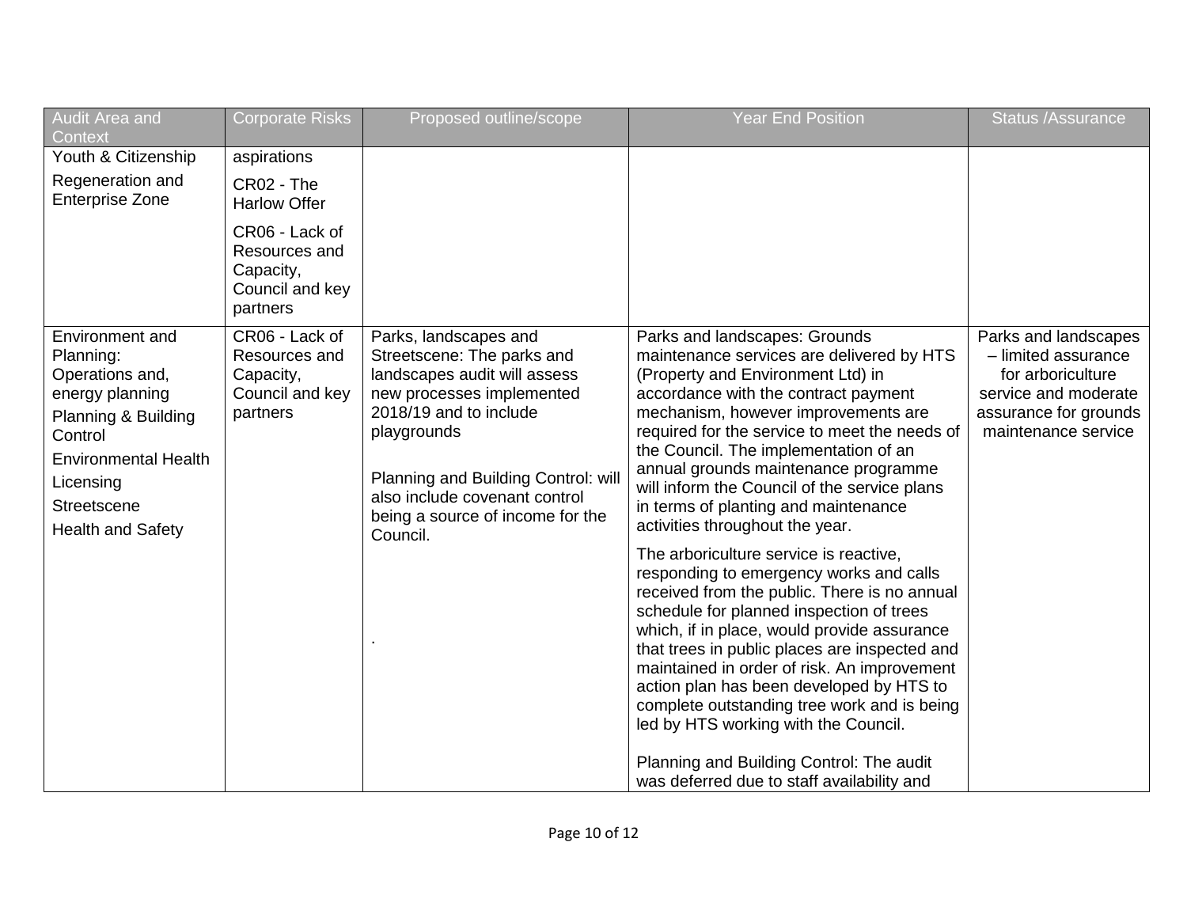| Audit Area and Context | Corporate Risks | Proposed outline/scope | Year End Position | Status /Assurance |
|---|---|---|---|---|
| Youth & Citizenship<br>Regeneration and Enterprise Zone | aspirations<br>CR02 - The Harlow Offer<br>CR06 - Lack of Resources and Capacity, Council and key partners | | | |
| Environment and Planning:<br>Operations and, energy planning<br>Planning & Building Control<br>Environmental Health<br>Licensing<br>Streetscene<br>Health and Safety | CR06 - Lack of Resources and Capacity, Council and key partners | Parks, landscapes and Streetscene: The parks and landscapes audit will assess new processes implemented 2018/19 and to include playgrounds<br><br>Planning and Building Control: will also include covenant control being a source of income for the Council.<br><br>. | Parks and landscapes: Grounds maintenance services are delivered by HTS (Property and Environment Ltd) in accordance with the contract payment mechanism, however improvements are required for the service to meet the needs of the Council. The implementation of an annual grounds maintenance programme will inform the Council of the service plans in terms of planting and maintenance activities throughout the year.<br><br>The arboriculture service is reactive, responding to emergency works and calls received from the public. There is no annual schedule for planned inspection of trees which, if in place, would provide assurance that trees in public places are inspected and maintained in order of risk. An improvement action plan has been developed by HTS to complete outstanding tree work and is being led by HTS working with the Council.<br><br>Planning and Building Control: The audit was deferred due to staff availability and | Parks and landscapes – limited assurance for arboriculture service and moderate assurance for grounds maintenance service |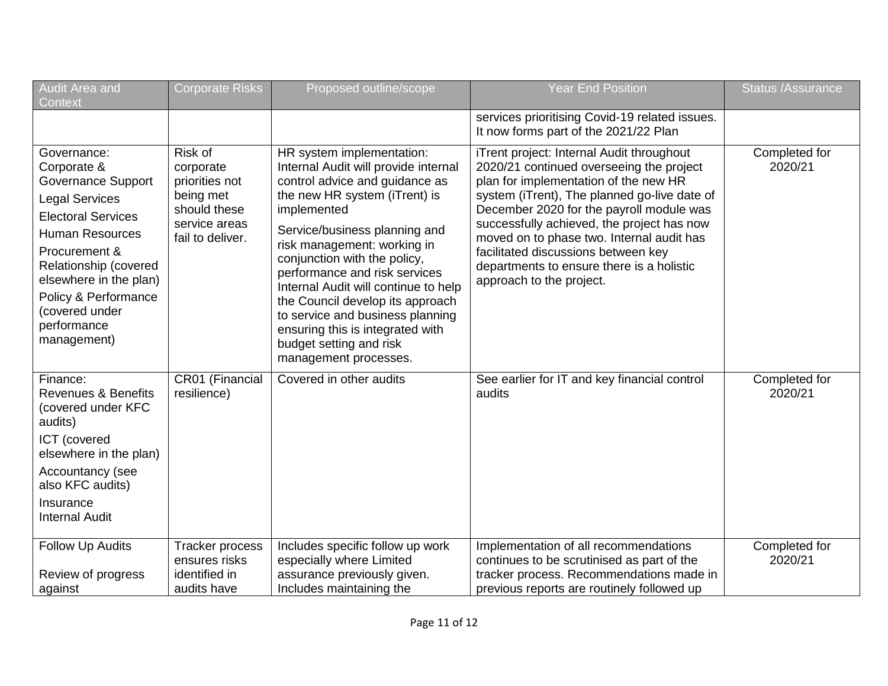| Audit Area and Context | Corporate Risks | Proposed outline/scope | Year End Position | Status /Assurance |
|---|---|---|---|---|
| | | | services prioritising Covid-19 related issues. It now forms part of the 2021/22 Plan | |
| Governance: Corporate & Governance Support<br>Legal Services<br>Electoral Services<br>Human Resources<br>Procurement & Relationship (covered elsewhere in the plan)<br>Policy & Performance (covered under performance management) | Risk of corporate priorities not being met should these service areas fail to deliver. | HR system implementation: Internal Audit will provide internal control advice and guidance as the new HR system (iTrent) is implemented<br>Service/business planning and risk management: working in conjunction with the policy, performance and risk services Internal Audit will continue to help the Council develop its approach to service and business planning ensuring this is integrated with budget setting and risk management processes. | iTrent project: Internal Audit throughout 2020/21 continued overseeing the project plan for implementation of the new HR system (iTrent), The planned go-live date of December 2020 for the payroll module was successfully achieved, the project has now moved on to phase two. Internal audit has facilitated discussions between key departments to ensure there is a holistic approach to the project. | Completed for 2020/21 |
| Finance: Revenues & Benefits (covered under KFC audits)<br>ICT (covered elsewhere in the plan)<br>Accountancy (see also KFC audits)<br>Insurance<br>Internal Audit | CR01 (Financial resilience) | Covered in other audits | See earlier for IT and key financial control audits | Completed for 2020/21 |
| Follow Up Audits<br><br>Review of progress against | Tracker process ensures risks identified in audits have | Includes specific follow up work especially where Limited assurance previously given. Includes maintaining the | Implementation of all recommendations continues to be scrutinised as part of the tracker process. Recommendations made in previous reports are routinely followed up | Completed for 2020/21 |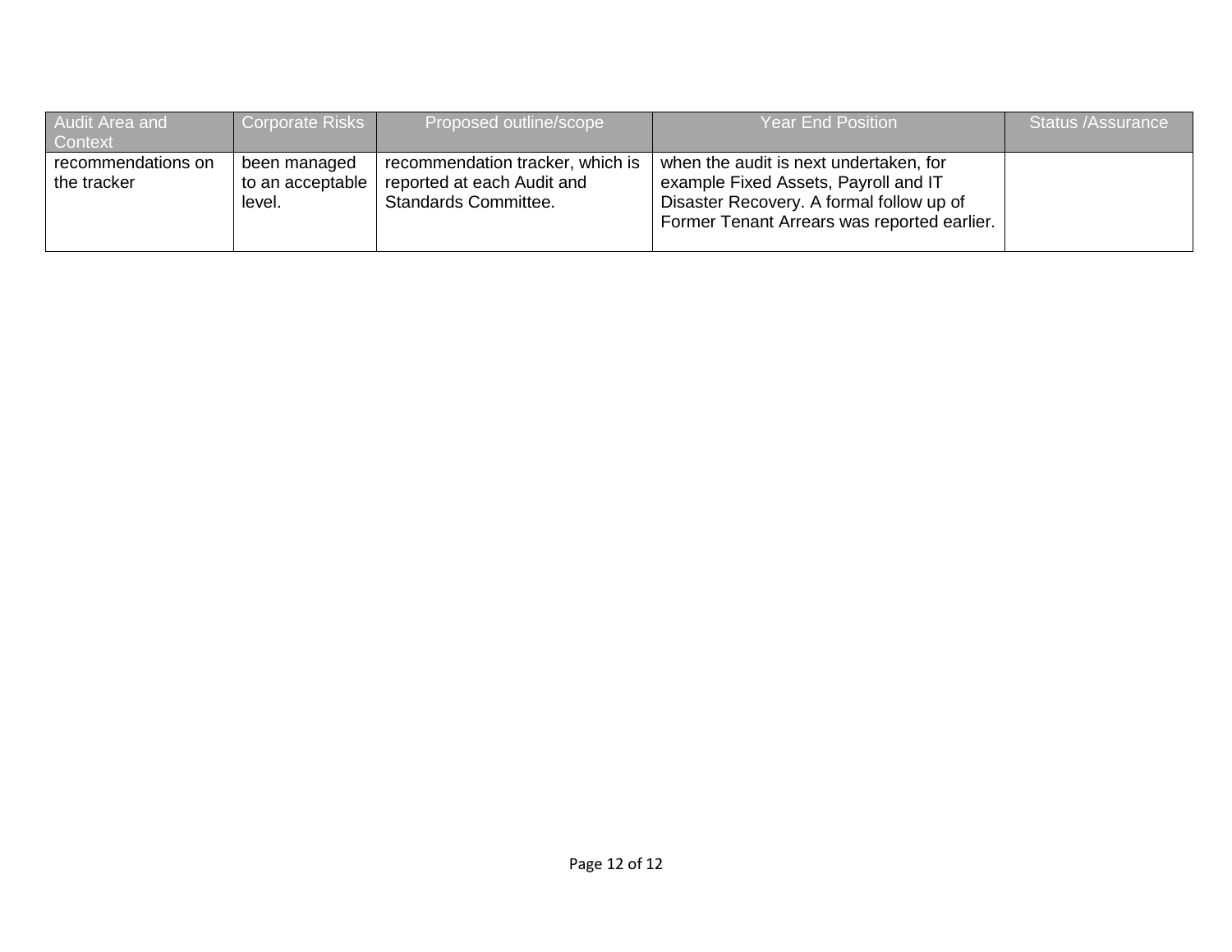| Audit Area and Context | Corporate Risks | Proposed outline/scope | Year End Position | Status /Assurance |
|---|---|---|---|---|
| recommendations on the tracker | been managed to an acceptable level. | recommendation tracker, which is reported at each Audit and Standards Committee. | when the audit is next undertaken, for example Fixed Assets, Payroll and IT Disaster Recovery. A formal follow up of Former Tenant Arrears was reported earlier. | |